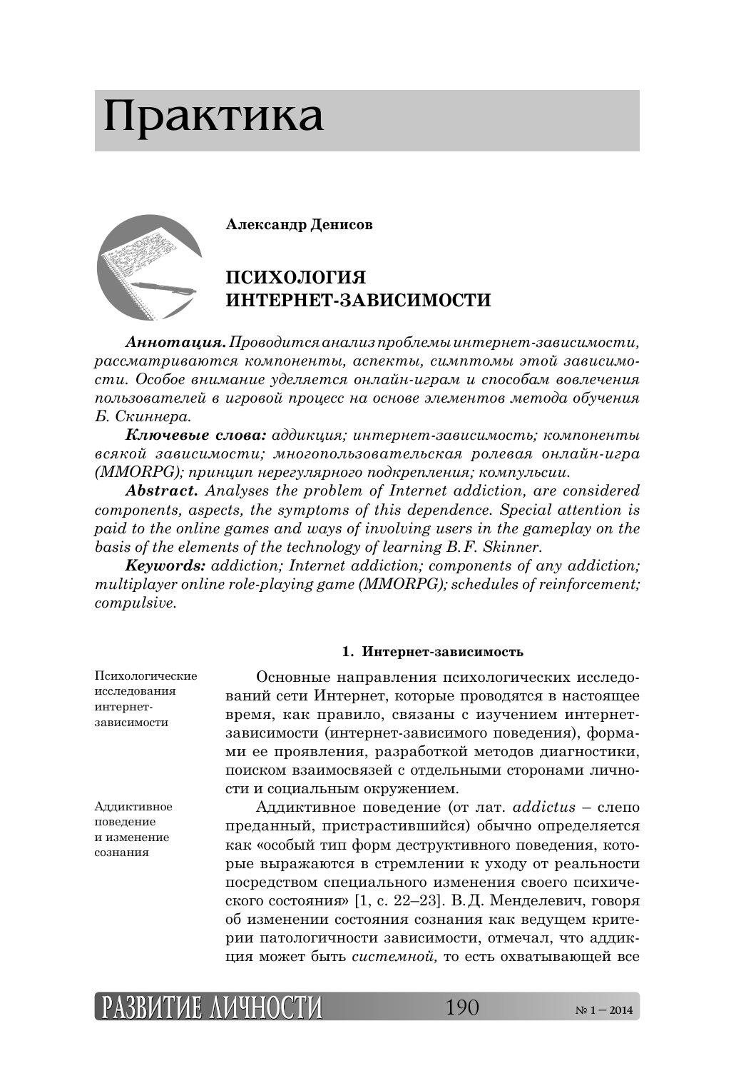# Практика

**Александр Денисов**

## ПСИХОЛОГИЯ ИНТЕРНЕТ-ЗАВИСИМОСТИ

***Аннотация.*** *Проводится анализ проблемы интернет-зависимости, рассматриваются компоненты, аспекты, симптомы этой зависимости. Особое внимание уделяется онлайн-играм и способам вовлечения пользователей в игровой процесс на основе элементов метода обучения Б. Скиннера.*

***Ключевые слова:*** *аддикция; интернет-зависимость; компоненты всякой зависимости; многопользовательская ролевая онлайн-игра (MMORPG); принцип нерегулярного подкрепления; компульсии.*

***Abstract.*** *Analyses the problem of Internet addiction, are considered components, aspects, the symptoms of this dependence. Special attention is paid to the online games and ways of involving users in the gameplay on the basis of the elements of the technology of learning B.F. Skinner.*

***Keywords:*** *addiction; Internet addiction; components of any addiction; multiplayer online role-playing game (MMORPG); schedules of reinforcement; compulsive.*

### 1. Интернет-зависимость

Психологические исследования интернет-зависимости

Основные направления психологических исследований сети Интернет, которые проводятся в настоящее время, как правило, связаны с изучением интернет-зависимости (интернет-зависимого поведения), формами ее проявления, разработкой методов диагностики, поиском взаимосвязей с отдельными сторонами личности и социальным окружением.

Аддиктивное поведение и изменение сознания

Аддиктивное поведение (от лат. *addictus* – слепо преданный, пристрастившийся) обычно определяется как «особый тип форм деструктивного поведения, которые выражаются в стремлении к уходу от реальности посредством специального изменения своего психического состояния» [1, с. 22–23]. В.Д. Менделевич, говоря об изменении состояния сознания как ведущем критерии патологичности зависимости, отмечал, что аддикция может быть *системной,* то есть охватывающей все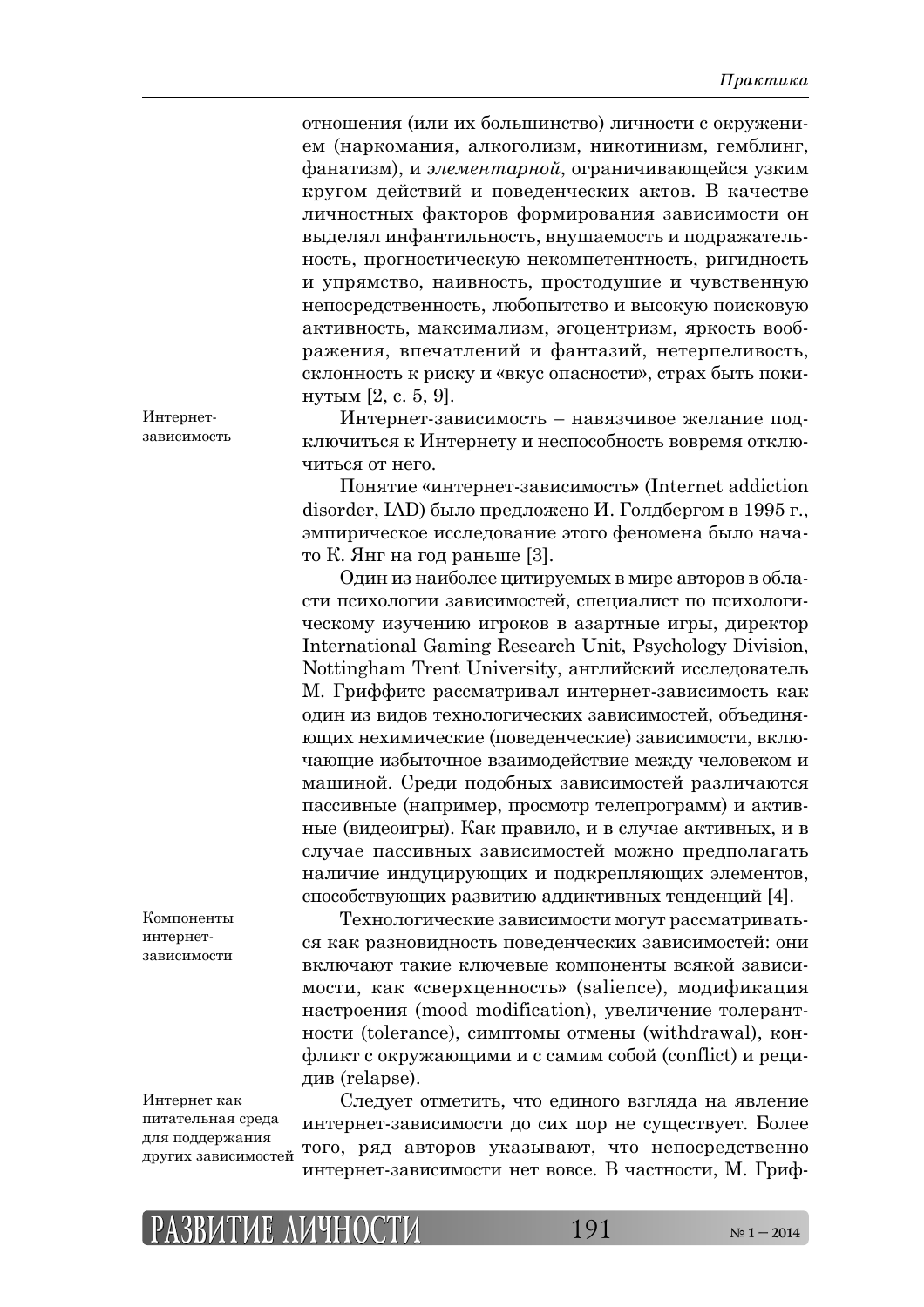отношения (или их большинство) личности с окружением (наркомания, алкоголизм, никотинизм, гемблинг, фанатизм), и *элементарной*, ограничивающейся узким кругом действий и поведенческих актов. В качестве личностных факторов формирования зависимости он выделял инфантильность, внушаемость и подражательность, прогностическую некомпетентность, ригидность и упрямство, наивность, простодушие и чувственную непосредственность, любопытство и высокую поисковую активность, максимализм, эгоцентризм, яркость воображения, впечатлений и фантазий, нетерпеливость, склонность к риску и «вкус опасности», страх быть покинутым [2, с. 5, 9].

Интернет-зависимость

Интернет-зависимость – навязчивое желание подключиться к Интернету и неспособность вовремя отключиться от него.

Понятие «интернет-зависимость» (Internet addiction disorder, IAD) было предложено И. Голдбергом в 1995 г., эмпирическое исследование этого феномена было начато К. Янг на год раньше [3].

Один из наиболее цитируемых в мире авторов в области психологии зависимостей, специалист по психологическому изучению игроков в азартные игры, директор International Gaming Research Unit, Psychology Division, Nottingham Trent University, английский исследователь М. Гриффитс рассматривал интернет-зависимость как один из видов технологических зависимостей, объединяющих нехимические (поведенческие) зависимости, включающие избыточное взаимодействие между человеком и машиной. Среди подобных зависимостей различаются пассивные (например, просмотр телепрограмм) и активные (видеоигры). Как правило, и в случае активных, и в случае пассивных зависимостей можно предполагать наличие индуцирующих и подкрепляющих элементов, способствующих развитию аддиктивных тенденций [4].

Компоненты интернет-зависимости

Технологические зависимости могут рассматриваться как разновидность поведенческих зависимостей: они включают такие ключевые компоненты всякой зависимости, как «сверхценность» (salience), модификация настроения (mood modification), увеличение толерантности (tolerance), симптомы отмены (withdrawal), конфликт с окружающими и с самим собой (conflict) и рецидив (relapse).

Интернет как питательная среда для поддержания других зависимостей

Следует отметить, что единого взгляда на явление интернет-зависимости до сих пор не существует. Более того, ряд авторов указывают, что непосредственно интернет-зависимости нет вовсе. В частности, М. Гриф-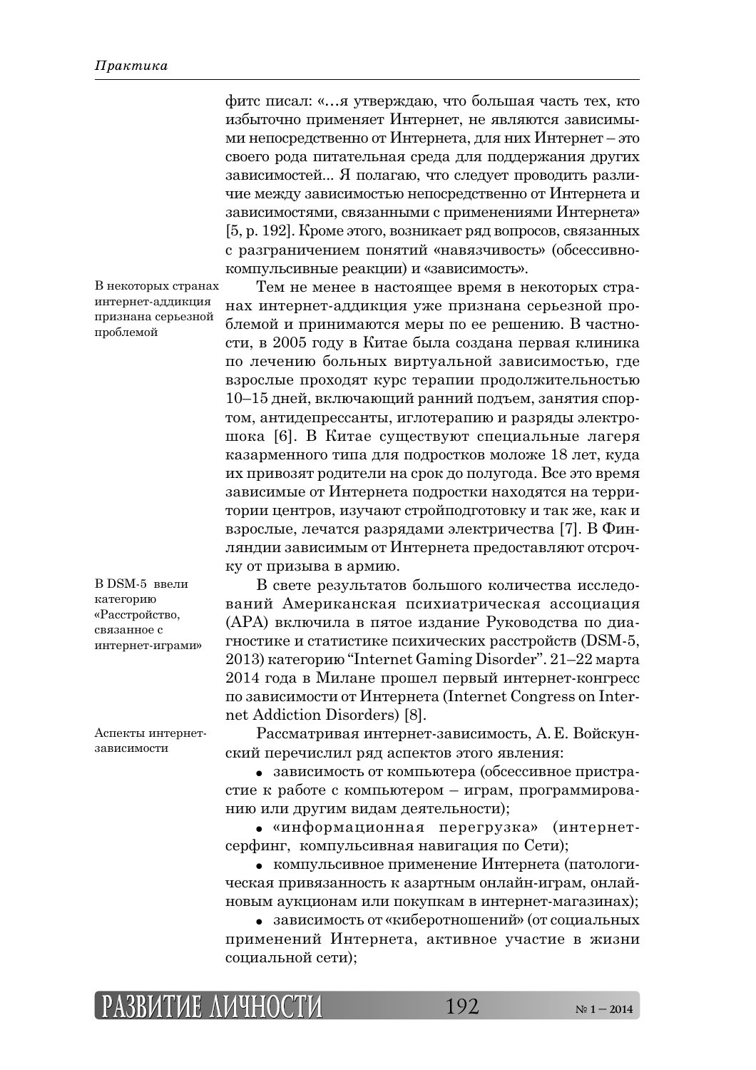фитс писал: «…я утверждаю, что большая часть тех, кто избыточно применяет Интернет, не являются зависимыми непосредственно от Интернета, для них Интернет – это своего рода питательная среда для поддержания других зависимостей... Я полагаю, что следует проводить различие между зависимостью непосредственно от Интернета и зависимостями, связанными с применениями Интернета» [5, p. 192]. Кроме этого, возникает ряд вопросов, связанных с разграничением понятий «навязчивость» (обсессивно-компульсивные реакции) и «зависимость».

*В некоторых странах интернет-аддикция признана серьезной проблемой*

Тем не менее в настоящее время в некоторых странах интернет-аддикция уже признана серьезной проблемой и принимаются меры по ее решению. В частности, в 2005 году в Китае была создана первая клиника по лечению больных виртуальной зависимостью, где взрослые проходят курс терапии продолжительностью 10–15 дней, включающий ранний подъем, занятия спортом, антидепрессанты, иглотерапию и разряды электрошока [6]. В Китае существуют специальные лагеря казарменного типа для подростков моложе 18 лет, куда их привозят родители на срок до полугода. Все это время зависимые от Интернета подростки находятся на территории центров, изучают стройподготовку и так же, как и взрослые, лечатся разрядами электричества [7]. В Финляндии зависимым от Интернета предоставляют отсрочку от призыва в армию.

*В DSM-5 ввели категорию «Расстройство, связанное с интернет-играми»*

В свете результатов большого количества исследований Американская психиатрическая ассоциация (APA) включила в пятое издание Руководства по диагностике и статистике психических расстройств (DSM-5, 2013) категорию “Internet Gaming Disorder”. 21–22 марта 2014 года в Милане прошел первый интернет-конгресс по зависимости от Интернета (Internet Congress on Internet Addiction Disorders) [8].

*Аспекты интернет-зависимости*

Рассматривая интернет-зависимость, А. Е. Войскунский перечислил ряд аспектов этого явления:

- зависимость от компьютера (обсессивное пристрастие к работе с компьютером – играм, программированию или другим видам деятельности);
- «информационная перегрузка» (интернет-серфинг, компульсивная навигация по Сети);
- компульсивное применение Интернета (патологическая привязанность к азартным онлайн-играм, онлайновым аукционам или покупкам в интернет-магазинах);
- зависимость от «киберотношений» (от социальных применений Интернета, активное участие в жизни социальной сети);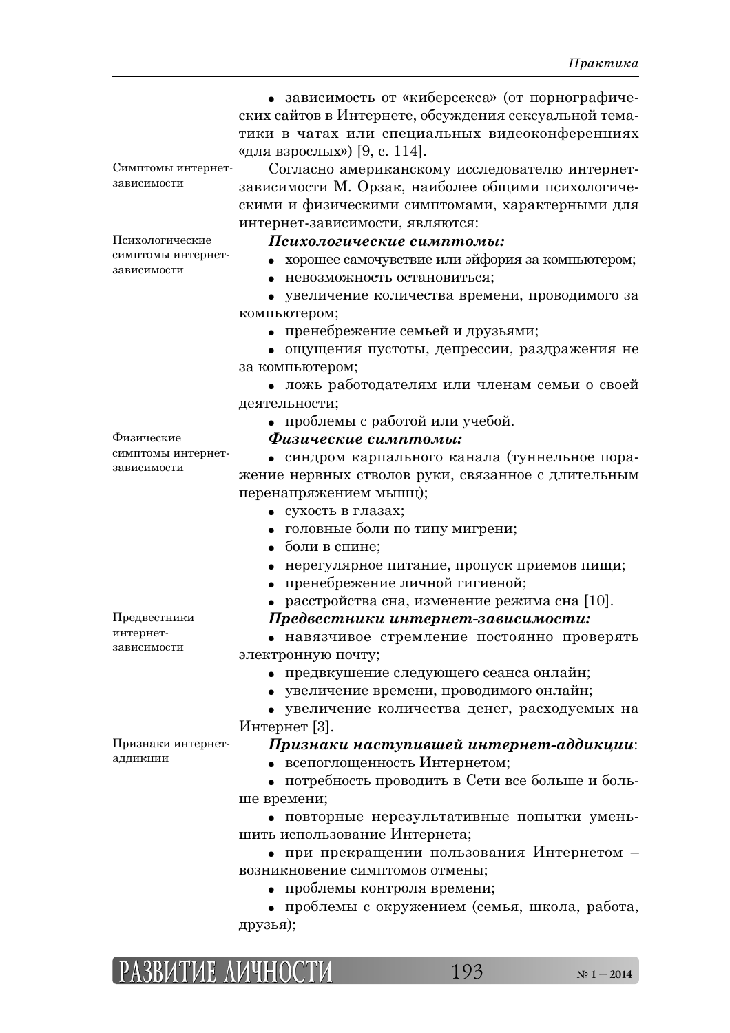- зависимость от «киберсекса» (от порнографических сайтов в Интернете, обсуждения сексуальной тематики в чатах или специальных видеоконференциях «для взрослых») [9, с. 114].

Симптомы интернет-зависимости

Согласно американскому исследователю интернет-зависимости М. Орзак, наиболее общими психологическими и физическими симптомами, характерными для интернет-зависимости, являются:

Психологические симптомы интернет-зависимости

***Психологические симптомы:***

- хорошее самочувствие или эйфория за компьютером;
- невозможность остановиться;
- увеличение количества времени, проводимого за компьютером;
- пренебрежение семьей и друзьями;
- ощущения пустоты, депрессии, раздражения не за компьютером;
- ложь работодателям или членам семьи о своей деятельности;
- проблемы с работой или учебой.

Физические симптомы интернет-зависимости

***Физические симптомы:***

- синдром карпального канала (туннельное поражение нервных стволов руки, связанное с длительным перенапряжением мышц);
- сухость в глазах;
- головные боли по типу мигрени;
- боли в спине;
- нерегулярное питание, пропуск приемов пищи;
- пренебрежение личной гигиеной;
- расстройства сна, изменение режима сна [10].

Предвестники интернет-зависимости

***Предвестники интернет-зависимости:***

- навязчивое стремление постоянно проверять электронную почту;
- предвкушение следующего сеанса онлайн;
- увеличение времени, проводимого онлайн;
- увеличение количества денег, расходуемых на Интернет [3].

Признаки интернет-аддикции

***Признаки наступившей интернет-аддикции***:

- всепоглощенность Интернетом;
- потребность проводить в Сети все больше и больше времени;
- повторные нерезультативные попытки уменьшить использование Интернета;
- при прекращении пользования Интернетом – возникновение симптомов отмены;
- проблемы контроля времени;
- проблемы с окружением (семья, школа, работа, друзья);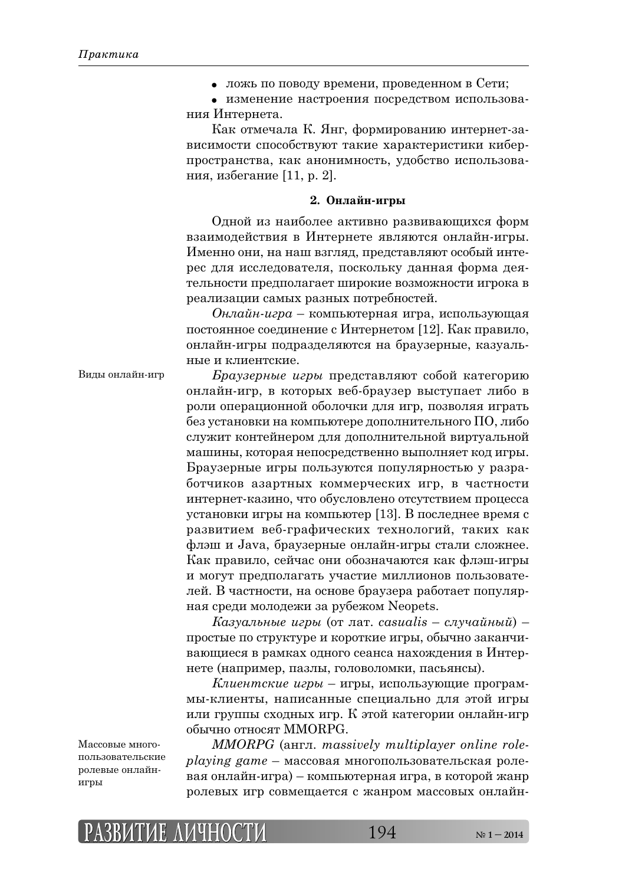- ложь по поводу времени, проведенном в Сети;
- изменение настроения посредством использования Интернета.

Как отмечала К. Янг, формированию интернет-зависимости способствуют такие характеристики киберпространства, как анонимность, удобство использования, избегание [11, p. 2].

### 2. Онлайн-игры

Одной из наиболее активно развивающихся форм взаимодействия в Интернете являются онлайн-игры. Именно они, на наш взгляд, представляют особый интерес для исследователя, поскольку данная форма деятельности предполагает широкие возможности игрока в реализации самых разных потребностей.

*Онлайн-игра* – компьютерная игра, использующая постоянное соединение с Интернетом [12]. Как правило, онлайн-игры подразделяются на браузерные, казуальные и клиентские.

Виды онлайн-игр

*Браузерные игры* представляют собой категорию онлайн-игр, в которых веб-браузер выступает либо в роли операционной оболочки для игр, позволяя играть без установки на компьютере дополнительного ПО, либо служит контейнером для дополнительной виртуальной машины, которая непосредственно выполняет код игры. Браузерные игры пользуются популярностью у разработчиков азартных коммерческих игр, в частности интернет-казино, что обусловлено отсутствием процесса установки игры на компьютер [13]. В последнее время с развитием веб-графических технологий, таких как флэш и Java, браузерные онлайн-игры стали сложнее. Как правило, сейчас они обозначаются как флэш-игры и могут предполагать участие миллионов пользователей. В частности, на основе браузера работает популярная среди молодежи за рубежом Neopets.

*Казуальные игры* (от лат. *casualis – случайный*) – простые по структуре и короткие игры, обычно заканчивающиеся в рамках одного сеанса нахождения в Интернете (например, пазлы, головоломки, пасьянсы).

*Клиентские игры* – игры, использующие программы-клиенты, написанные специально для этой игры или группы сходных игр. К этой категории онлайн-игр обычно относят MMORPG.

Массовые многопользовательские ролевые онлайн-игры

*MMORPG* (англ. *massively multiplayer online role-playing game* – массовая многопользовательская ролевая онлайн-игра) – компьютерная игра, в которой жанр ролевых игр совмещается с жанром массовых онлайн-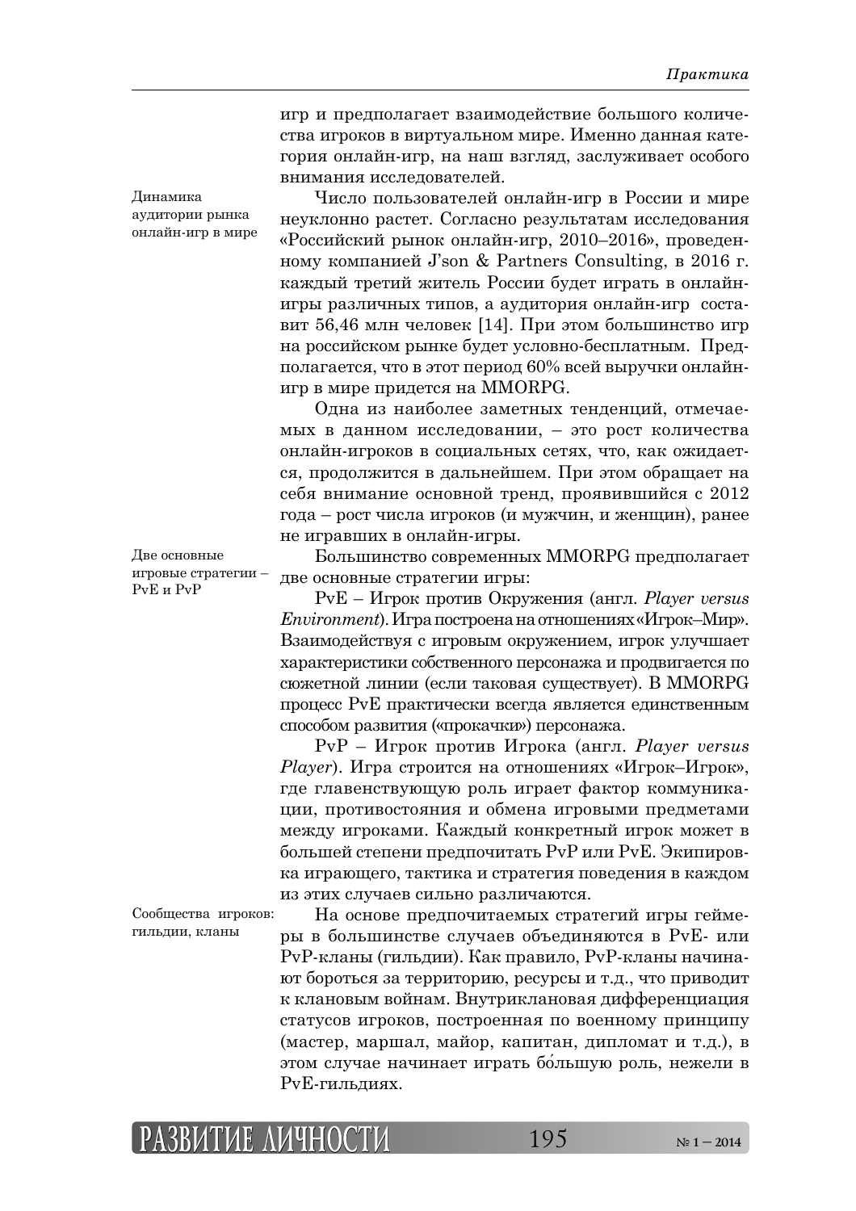игр и предполагает взаимодействие большого количества игроков в виртуальном мире. Именно данная категория онлайн-игр, на наш взгляд, заслуживает особого внимания исследователей.

*Динамика аудитории рынка онлайн-игр в мире*

Число пользователей онлайн-игр в России и мире неуклонно растет. Согласно результатам исследования «Российский рынок онлайн-игр, 2010–2016», проведенному компанией J'son & Partners Consulting, в 2016 г. каждый третий житель России будет играть в онлайн-игры различных типов, а аудитория онлайн-игр составит 56,46 млн человек [14]. При этом большинство игр на российском рынке будет условно-бесплатным. Предполагается, что в этот период 60% всей выручки онлайн-игр в мире придется на MMORPG.

Одна из наиболее заметных тенденций, отмечаемых в данном исследовании, – это рост количества онлайн-игроков в социальных сетях, что, как ожидается, продолжится в дальнейшем. При этом обращает на себя внимание основной тренд, проявившийся с 2012 года – рост числа игроков (и мужчин, и женщин), ранее не игравших в онлайн-игры.

*Две основные игровые стратегии – PvE и PvP*

Большинство современных MMORPG предполагает две основные стратегии игры:

PvE – Игрок против Окружения (англ. *Player versus Environment*). Игра построена на отношениях «Игрок–Мир». Взаимодействуя с игровым окружением, игрок улучшает характеристики собственного персонажа и продвигается по сюжетной линии (если таковая существует). В MMORPG процесс PvE практически всегда является единственным способом развития («прокачки») персонажа.

PvP – Игрок против Игрока (англ. *Player versus Player*). Игра строится на отношениях «Игрок–Игрок», где главенствующую роль играет фактор коммуникации, противостояния и обмена игровыми предметами между игроками. Каждый конкретный игрок может в большей степени предпочитать PvP или PvE. Экипировка играющего, тактика и стратегия поведения в каждом из этих случаев сильно различаются.

*Сообщества игроков: гильдии, кланы*

На основе предпочитаемых стратегий игры геймеры в большинстве случаев объединяются в PvE- или PvP-кланы (гильдии). Как правило, PvP-кланы начинают бороться за территорию, ресурсы и т.д., что приводит к клановым войнам. Внутриклановая дифференциация статусов игроков, построенная по военному принципу (мастер, маршал, майор, капитан, дипломат и т.д.), в этом случае начинает играть бо́льшую роль, нежели в PvE-гильдиях.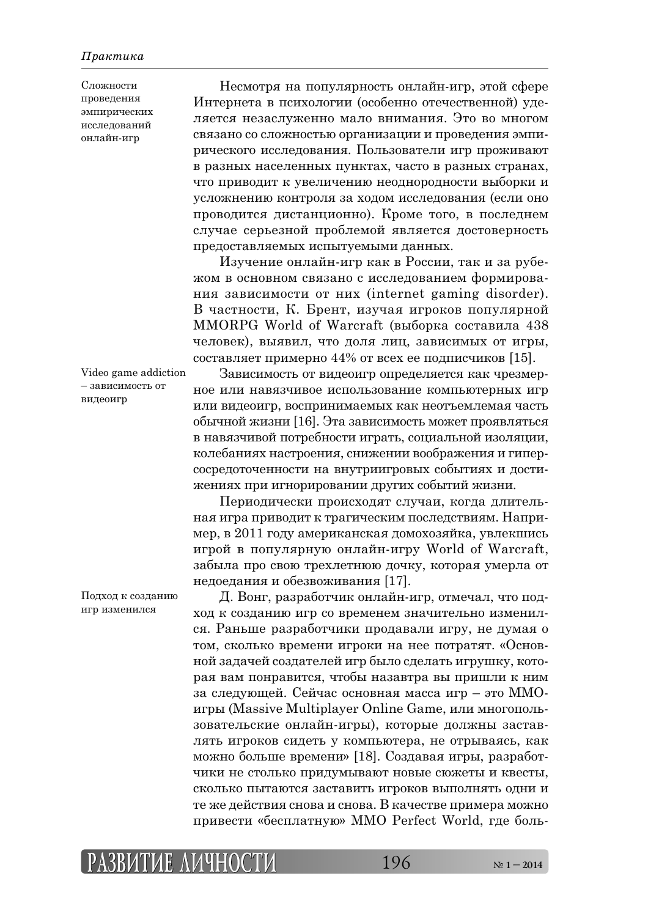Сложности проведения эмпирических исследований онлайн-игр

Несмотря на популярность онлайн-игр, этой сфере Интернета в психологии (особенно отечественной) уделяется незаслуженно мало внимания. Это во многом связано со сложностью организации и проведения эмпирического исследования. Пользователи игр проживают в разных населенных пунктах, часто в разных странах, что приводит к увеличению неоднородности выборки и усложнению контроля за ходом исследования (если оно проводится дистанционно). Кроме того, в последнем случае серьезной проблемой является достоверность предоставляемых испытуемыми данных.

Изучение онлайн-игр как в России, так и за рубежом в основном связано с исследованием формирования зависимости от них (internet gaming disorder). В частности, К. Брент, изучая игроков популярной MMORPG World of Warcraft (выборка составила 438 человек), выявил, что доля лиц, зависимых от игры, составляет примерно 44% от всех ее подписчиков [15].

Video game addiction – зависимость от видеоигр

Зависимость от видеоигр определяется как чрезмерное или навязчивое использование компьютерных игр или видеоигр, воспринимаемых как неотъемлемая часть обычной жизни [16]. Эта зависимость может проявляться в навязчивой потребности играть, социальной изоляции, колебаниях настроения, снижении воображения и гиперсосредоточенности на внутриигровых событиях и достижениях при игнорировании других событий жизни.

Периодически происходят случаи, когда длительная игра приводит к трагическим последствиям. Например, в 2011 году американская домохозяйка, увлекшись игрой в популярную онлайн-игру World of Warcraft, забыла про свою трехлетнюю дочку, которая умерла от недоедания и обезвоживания [17].

Подход к созданию игр изменился

Д. Вонг, разработчик онлайн-игр, отмечал, что подход к созданию игр со временем значительно изменился. Раньше разработчики продавали игру, не думая о том, сколько времени игроки на нее потратят. «Основной задачей создателей игр было сделать игрушку, которая вам понравится, чтобы назавтра вы пришли к ним за следующей. Сейчас основная масса игр – это MMO-игры (Massive Multiplayer Online Game, или многопользовательские онлайн-игры), которые должны заставлять игроков сидеть у компьютера, не отрываясь, как можно больше времени» [18]. Создавая игры, разработчики не столько придумывают новые сюжеты и квесты, сколько пытаются заставить игроков выполнять одни и те же действия снова и снова. В качестве примера можно привести «бесплатную» MMO Perfect World, где боль-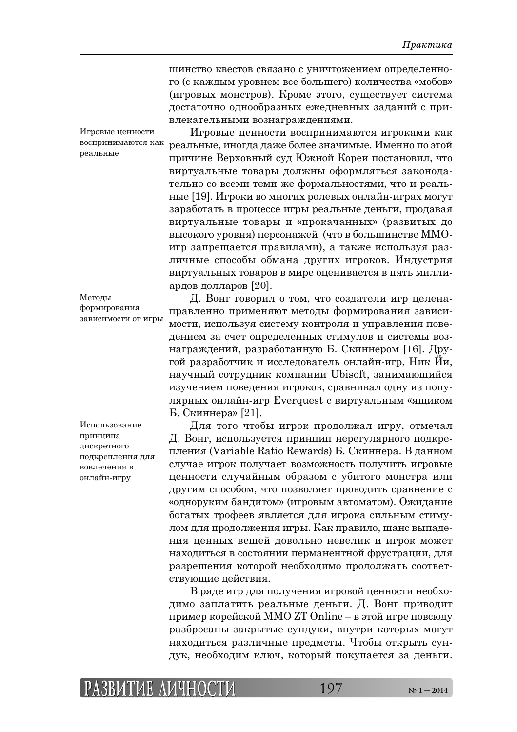шинство квестов связано с уничтожением определенного (с каждым уровнем все большего) количества «мобов» (игровых монстров). Кроме этого, существует система достаточно однообразных ежедневных заданий с привлекательными вознаграждениями.

*Игровые ценности воспринимаются как реальные*

Игровые ценности воспринимаются игроками как реальные, иногда даже более значимые. Именно по этой причине Верховный суд Южной Кореи постановил, что виртуальные товары должны оформляться законодательно со всеми теми же формальностями, что и реальные [19]. Игроки во многих ролевых онлайн-играх могут заработать в процессе игры реальные деньги, продавая виртуальные товары и «прокачанных» (развитых до высокого уровня) персонажей (что в большинстве ММО-игр запрещается правилами), а также используя различные способы обмана других игроков. Индустрия виртуальных товаров в мире оценивается в пять миллиардов долларов [20].

*Методы формирования зависимости от игры*

Д. Вонг говорил о том, что создатели игр целенаправленно применяют методы формирования зависимости, используя систему контроля и управления поведением за счет определенных стимулов и системы вознаграждений, разработанную Б. Скиннером [16]. Другой разработчик и исследователь онлайн-игр, Ник Йи, научный сотрудник компании Ubisoft, занимающийся изучением поведения игроков, сравнивал одну из популярных онлайн-игр Everquest с виртуальным «ящиком Б. Скиннера» [21].

*Использование принципа дискретного подкрепления для вовлечения в онлайн-игру*

Для того чтобы игрок продолжал игру, отмечал Д. Вонг, используется принцип нерегулярного подкрепления (Variable Ratio Rewards) Б. Скиннера. В данном случае игрок получает возможность получить игровые ценности случайным образом с убитого монстра или другим способом, что позволяет проводить сравнение с «одноруким бандитом» (игровым автоматом). Ожидание богатых трофеев является для игрока сильным стимулом для продолжения игры. Как правило, шанс выпадения ценных вещей довольно невелик и игрок может находиться в состоянии перманентной фрустрации, для разрешения которой необходимо продолжать соответствующие действия.

В ряде игр для получения игровой ценности необходимо заплатить реальные деньги. Д. Вонг приводит пример корейской ММО ZT Online – в этой игре повсюду разбросаны закрытые сундуки, внутри которых могут находиться различные предметы. Чтобы открыть сундук, необходим ключ, который покупается за деньги.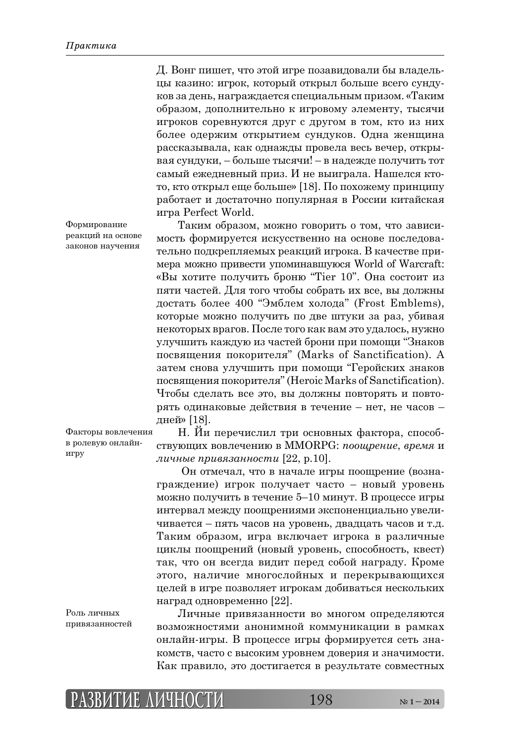Д. Вонг пишет, что этой игре позавидовали бы владельцы казино: игрок, который открыл больше всего сундуков за день, награждается специальным призом. «Таким образом, дополнительно к игровому элементу, тысячи игроков соревнуются друг с другом в том, кто из них более одержим открытием сундуков. Одна женщина рассказывала, как однажды провела весь вечер, открывая сундуки, – больше тысячи! – в надежде получить тот самый ежедневный приз. И не выиграла. Нашелся кто-то, кто открыл еще больше» [18]. По похожему принципу работает и достаточно популярная в России китайская игра Perfect World.

Формирование реакций на основе законов научения

Таким образом, можно говорить о том, что зависимость формируется искусственно на основе последовательно подкрепляемых реакций игрока. В качестве примера можно привести упоминавшуюся World of Warcraft: «Вы хотите получить броню “Tier 10”. Она состоит из пяти частей. Для того чтобы собрать их все, вы должны достать более 400 “Эмблем холода” (Frost Emblems), которые можно получить по две штуки за раз, убивая некоторых врагов. После того как вам это удалось, нужно улучшить каждую из частей брони при помощи “Знаков посвящения покорителя” (Marks of Sanctification). А затем снова улучшить при помощи “Геройских знаков посвящения покорителя” (Heroic Marks of Sanctification). Чтобы сделать все это, вы должны повторять и повторять одинаковые действия в течение – нет, не часов – дней» [18].

Факторы вовлечения в ролевую онлайн-игру

Н. Йи перечислил три основных фактора, способствующих вовлечению в MMORPG: *поощрение*, *время* и *личные привязанности* [22, p.10].

Он отмечал, что в начале игры поощрение (вознаграждение) игрок получает часто – новый уровень можно получить в течение 5–10 минут. В процессе игры интервал между поощрениями экспоненциально увеличивается – пять часов на уровень, двадцать часов и т.д. Таким образом, игра включает игрока в различные циклы поощрений (новый уровень, способность, квест) так, что он всегда видит перед собой награду. Кроме этого, наличие многослойных и перекрывающихся целей в игре позволяет игрокам добиваться нескольких наград одновременно [22].

Роль личных привязанностей

Личные привязанности во многом определяются возможностями анонимной коммуникации в рамках онлайн-игры. В процессе игры формируется сеть знакомств, часто с высоким уровнем доверия и значимости. Как правило, это достигается в результате совместных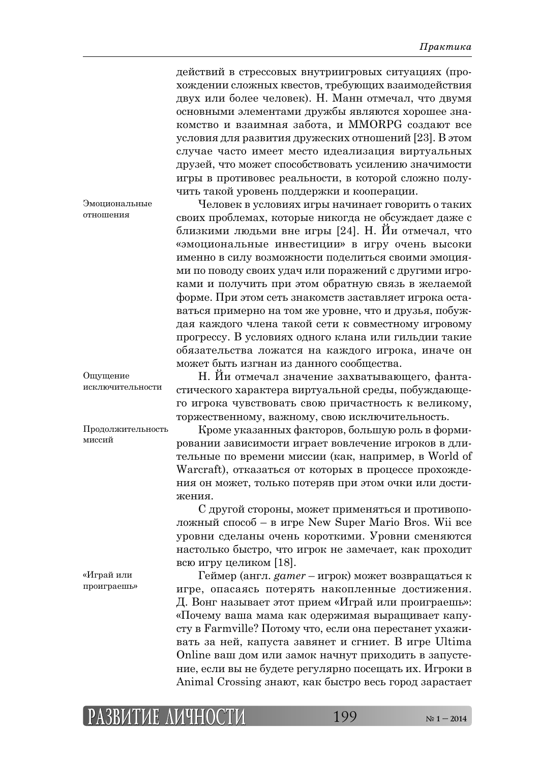действий в стрессовых внутриигровых ситуациях (прохождении сложных квестов, требующих взаимодействия двух или более человек). Н. Манн отмечал, что двумя основными элементами дружбы являются хорошее знакомство и взаимная забота, и MMORPG создают все условия для развития дружеских отношений [23]. В этом случае часто имеет место идеализация виртуальных друзей, что может способствовать усилению значимости игры в противовес реальности, в которой сложно получить такой уровень поддержки и кооперации.

Эмоциональные отношения

Человек в условиях игры начинает говорить о таких своих проблемах, которые никогда не обсуждает даже с близкими людьми вне игры [24]. Н. Йи отмечал, что «эмоциональные инвестиции» в игру очень высоки именно в силу возможности поделиться своими эмоциями по поводу своих удач или поражений с другими игроками и получить при этом обратную связь в желаемой форме. При этом сеть знакомств заставляет игрока оставаться примерно на том же уровне, что и друзья, побуждая каждого члена такой сети к совместному игровому прогрессу. В условиях одного клана или гильдии такие обязательства ложатся на каждого игрока, иначе он может быть изгнан из данного сообщества.

Ощущение исключительности

Н. Йи отмечал значение захватывающего, фантастического характера виртуальной среды, побуждающего игрока чувствовать свою причастность к великому, торжественному, важному, свою исключительность.

Продолжительность миссий

Кроме указанных факторов, большую роль в формировании зависимости играет вовлечение игроков в длительные по времени миссии (как, например, в World of Warcraft), отказаться от которых в процессе прохождения он может, только потеряв при этом очки или достижения.

С другой стороны, может применяться и противоположный способ – в игре New Super Mario Bros. Wii все уровни сделаны очень короткими. Уровни сменяются настолько быстро, что игрок не замечает, как проходит всю игру целиком [18].

«Играй или проиграешь»

Геймер (англ. *gamer* – игрок) может возвращаться к игре, опасаясь потерять накопленные достижения. Д. Вонг называет этот прием «Играй или проиграешь»: «Почему ваша мама как одержимая выращивает капусту в Farmville? Потому что, если она перестанет ухаживать за ней, капуста завянет и сгниет. В игре Ultima Online ваш дом или замок начнут приходить в запустение, если вы не будете регулярно посещать их. Игроки в Animal Crossing знают, как быстро весь город зарастает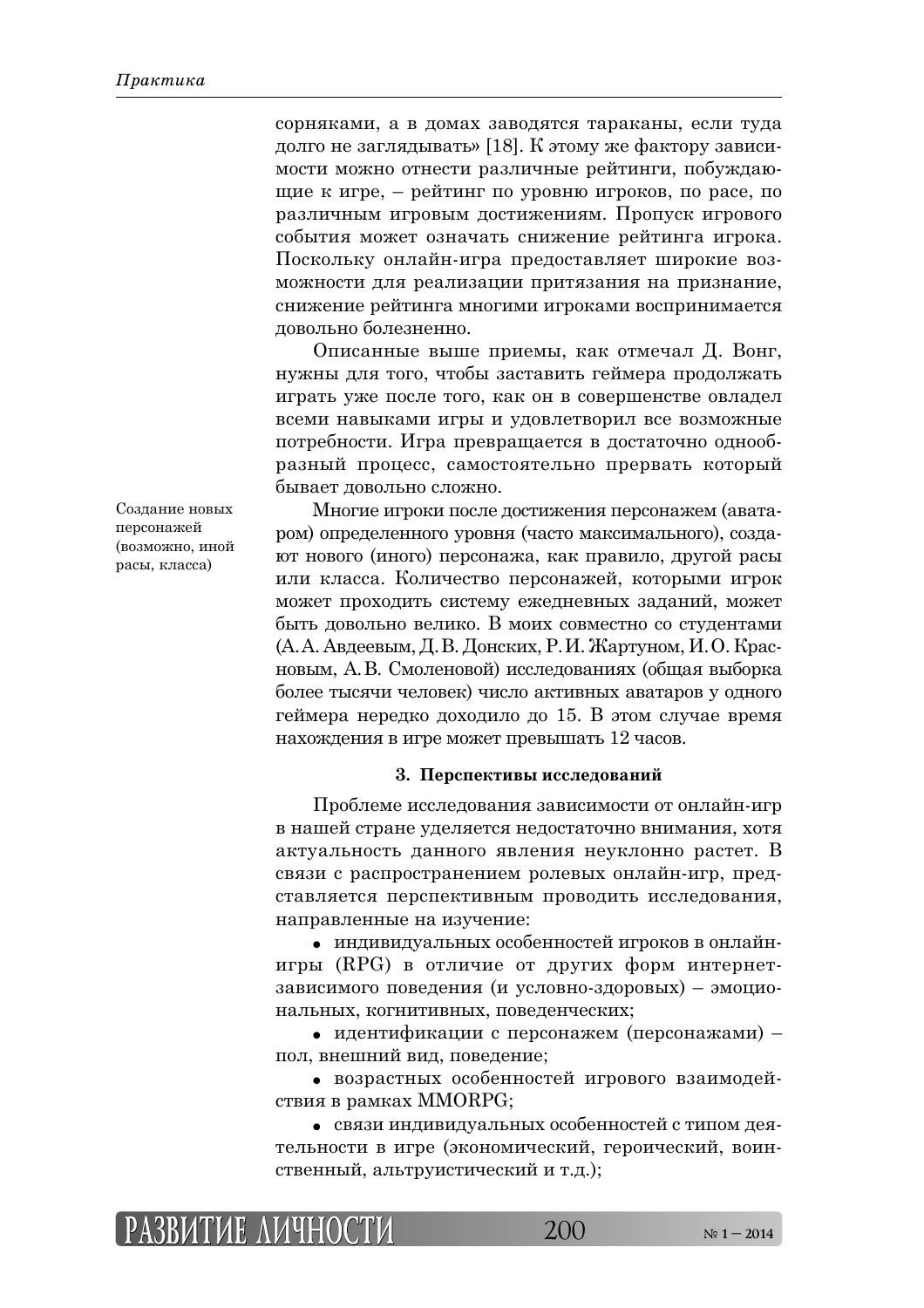сорняками, а в домах заводятся тараканы, если туда долго не заглядывать» [18]. К этому же фактору зависимости можно отнести различные рейтинги, побуждающие к игре, – рейтинг по уровню игроков, по расе, по различным игровым достижениям. Пропуск игрового события может означать снижение рейтинга игрока. Поскольку онлайн-игра предоставляет широкие возможности для реализации притязания на признание, снижение рейтинга многими игроками воспринимается довольно болезненно.

Описанные выше приемы, как отмечал Д. Вонг, нужны для того, чтобы заставить геймера продолжать играть уже после того, как он в совершенстве овладел всеми навыками игры и удовлетворил все возможные потребности. Игра превращается в достаточно однообразный процесс, самостоятельно прервать который бывает довольно сложно.

*Создание новых персонажей (возможно, иной расы, класса)*

Многие игроки после достижения персонажем (аватаром) определенного уровня (часто максимального), создают нового (иного) персонажа, как правило, другой расы или класса. Количество персонажей, которыми игрок может проходить систему ежедневных заданий, может быть довольно велико. В моих совместно со студентами (А.А. Авдеевым, Д.В. Донских, Р.И. Жартуном, И.О. Красновым, А.В. Смоленовой) исследованиях (общая выборка более тысячи человек) число активных аватаров у одного геймера нередко доходило до 15. В этом случае время нахождения в игре может превышать 12 часов.

### 3. Перспективы исследований

Проблеме исследования зависимости от онлайн-игр в нашей стране уделяется недостаточно внимания, хотя актуальность данного явления неуклонно растет. В связи с распространением ролевых онлайн-игр, представляется перспективным проводить исследования, направленные на изучение:

- индивидуальных особенностей игроков в онлайн-игры (RPG) в отличие от других форм интернет-зависимого поведения (и условно-здоровых) – эмоциональных, когнитивных, поведенческих;
- идентификации с персонажем (персонажами) – пол, внешний вид, поведение;
- возрастных особенностей игрового взаимодействия в рамках MMORPG;
- связи индивидуальных особенностей с типом деятельности в игре (экономический, героический, воинственный, альтруистический и т.д.);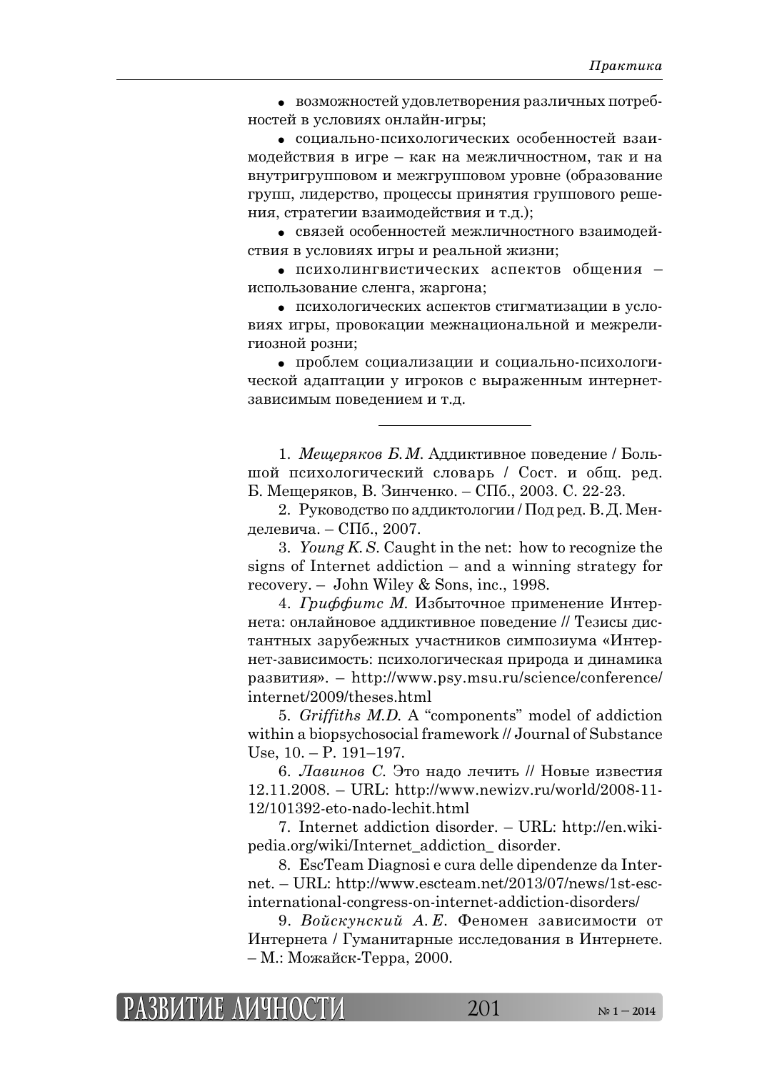- возможностей удовлетворения различных потребностей в условиях онлайн-игры;
- социально-психологических особенностей взаимодействия в игре – как на межличностном, так и на внутригрупповом и межгрупповом уровне (образование групп, лидерство, процессы принятия группового решения, стратегии взаимодействия и т.д.);
- связей особенностей межличностного взаимодействия в условиях игры и реальной жизни;
- психолингвистических аспектов общения – использование сленга, жаргона;
- психологических аспектов стигматизации в условиях игры, провокации межнациональной и межрелигиозной розни;
- проблем социализации и социально-психологической адаптации у игроков с выраженным интернет-зависимым поведением и т.д.

---

1. *Мещеряков Б.М.* Аддиктивное поведение / Большой психологический словарь / Сост. и общ. ред. Б. Мещеряков, В. Зинченко. – СПб., 2003. С. 22-23.
2. Руководство по аддиктологии / Под ред. В.Д. Менделевича. – СПб., 2007.
3. *Young K.S.* Caught in the net: how to recognize the signs of Internet addiction – and a winning strategy for recovery. – John Wiley & Sons, inc., 1998.
4. *Гриффитс М.* Избыточное применение Интернета: онлайновое аддиктивное поведение // Тезисы дистантных зарубежных участников симпозиума «Интернет-зависимость: психологическая природа и динамика развития». – http://www.psy.msu.ru/science/conference/internet/2009/theses.html
5. *Griffiths M.D.* A "components" model of addiction within a biopsychosocial framework // Journal of Substance Use, 10. – P. 191–197.
6. *Лавинов С.* Это надо лечить // Новые известия 12.11.2008. – URL: http://www.newizv.ru/world/2008-11-12/101392-eto-nado-lechit.html
7. Internet addiction disorder. – URL: http://en.wikipedia.org/wiki/Internet_addiction_ disorder.
8. EscTeam Diagnosi e cura delle dipendenze da Internet. – URL: http://www.escteam.net/2013/07/news/1st-esc-international-congress-on-internet-addiction-disorders/
9. *Войскунский А.Е.* Феномен зависимости от Интернета / Гуманитарные исследования в Интернете. – М.: Можайск-Терра, 2000.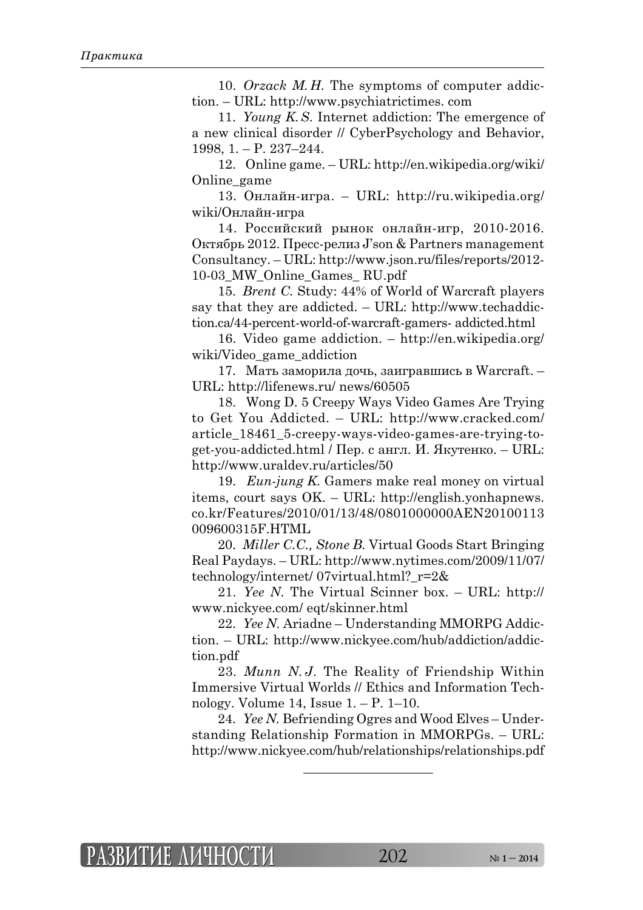10. *Orzack M.H.* The symptoms of computer addiction. – URL: http://www.psychiatrictimes. com

11. *Young K.S.* Internet addiction: The emergence of a new clinical disorder // CyberPsychology and Behavior, 1998, 1. – P. 237–244.

12. Online game. – URL: http://en.wikipedia.org/wiki/Online_game

13. Онлайн-игра. – URL: http://ru.wikipedia.org/wiki/Онлайн-игра

14. Российский рынок онлайн-игр, 2010-2016. Октябрь 2012. Пресс-релиз J'son & Partners management Consultancy. – URL: http://www.json.ru/files/reports/2012-10-03_MW_Online_Games_ RU.pdf

15. *Brent C.* Study: 44% of World of Warcraft players say that they are addicted. – URL: http://www.techaddiction.ca/44-percent-world-of-warcraft-gamers- addicted.html

16. Video game addiction. – http://en.wikipedia.org/wiki/Video_game_addiction

17. Мать заморила дочь, заигравшись в Warcraft. – URL: http://lifenews.ru/ news/60505

18. Wong D. 5 Creepy Ways Video Games Are Trying to Get You Addicted. – URL: http://www.cracked.com/article_18461_5-creepy-ways-video-games-are-trying-to-get-you-addicted.html / Пер. с англ. И. Якутенко. – URL: http://www.uraldev.ru/articles/50

19. *Eun-jung K.* Gamers make real money on virtual items, court says OK. – URL: http://english.yonhapnews.co.kr/Features/2010/01/13/48/0801000000AEN20100113009600315F.HTML

20. *Miller C.C., Stone B.* Virtual Goods Start Bringing Real Paydays. – URL: http://www.nytimes.com/2009/11/07/technology/internet/ 07virtual.html?_r=2&

21. *Yee N.* The Virtual Scinner box. – URL: http://www.nickyee.com/ eqt/skinner.html

22. *Yee N.* Ariadne – Understanding MMORPG Addiction. – URL: http://www.nickyee.com/hub/addiction/addiction.pdf

23. *Munn N.J.* The Reality of Friendship Within Immersive Virtual Worlds // Ethics and Information Technology. Volume 14, Issue 1. – P. 1–10.

24. *Yee N.* Befriending Ogres and Wood Elves – Understanding Relationship Formation in MMORPGs. – URL: http://www.nickyee.com/hub/relationships/relationships.pdf